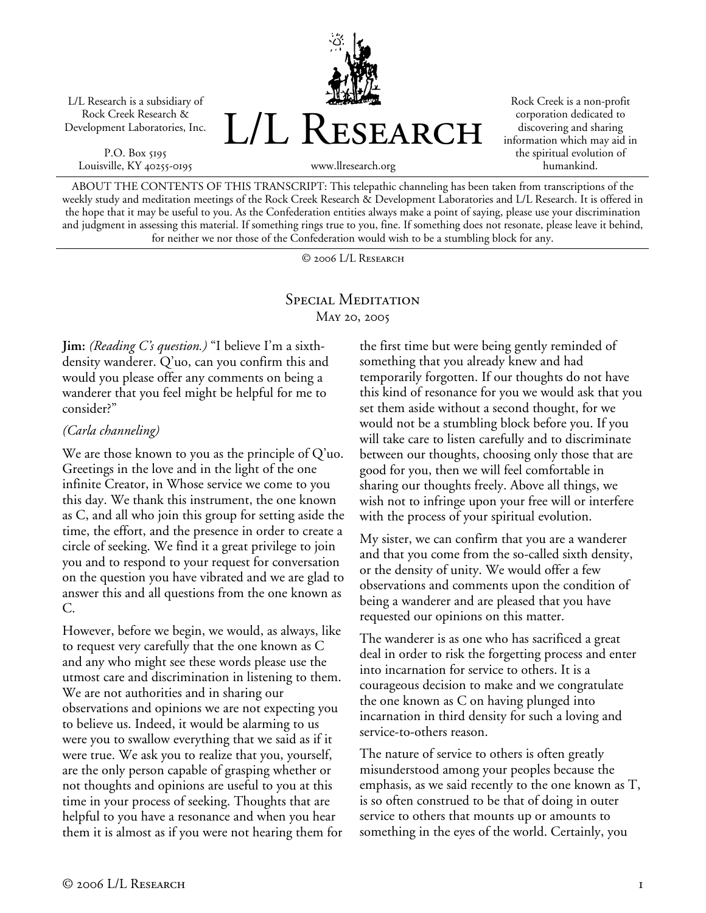L/L Research is a subsidiary of Rock Creek Research & Development Laboratories, Inc.

P.O. Box 5195
Louisville, KY 40255-0195

# L/L Research

www.llresearch.org

Rock Creek is a non-profit corporation dedicated to discovering and sharing information which may aid in the spiritual evolution of humankind.

ABOUT THE CONTENTS OF THIS TRANSCRIPT: This telepathic channeling has been taken from transcriptions of the weekly study and meditation meetings of the Rock Creek Research & Development Laboratories and L/L Research. It is offered in the hope that it may be useful to you. As the Confederation entities always make a point of saying, please use your discrimination and judgment in assessing this material. If something rings true to you, fine. If something does not resonate, please leave it behind, for neither we nor those of the Confederation would wish to be a stumbling block for any.

© 2006 L/L Research

## Special Meditation
May 20, 2005

**Jim:** *(Reading C's question.)* "I believe I'm a sixth-density wanderer. Q'uo, can you confirm this and would you please offer any comments on being a wanderer that you feel might be helpful for me to consider?"

*(Carla channeling)*

We are those known to you as the principle of Q'uo. Greetings in the love and in the light of the one infinite Creator, in Whose service we come to you this day. We thank this instrument, the one known as C, and all who join this group for setting aside the time, the effort, and the presence in order to create a circle of seeking. We find it a great privilege to join you and to respond to your request for conversation on the question you have vibrated and we are glad to answer this and all questions from the one known as C.

However, before we begin, we would, as always, like to request very carefully that the one known as C and any who might see these words please use the utmost care and discrimination in listening to them. We are not authorities and in sharing our observations and opinions we are not expecting you to believe us. Indeed, it would be alarming to us were you to swallow everything that we said as if it were true. We ask you to realize that you, yourself, are the only person capable of grasping whether or not thoughts and opinions are useful to you at this time in your process of seeking. Thoughts that are helpful to you have a resonance and when you hear them it is almost as if you were not hearing them for the first time but were being gently reminded of something that you already knew and had temporarily forgotten. If our thoughts do not have this kind of resonance for you we would ask that you set them aside without a second thought, for we would not be a stumbling block before you. If you will take care to listen carefully and to discriminate between our thoughts, choosing only those that are good for you, then we will feel comfortable in sharing our thoughts freely. Above all things, we wish not to infringe upon your free will or interfere with the process of your spiritual evolution.

My sister, we can confirm that you are a wanderer and that you come from the so-called sixth density, or the density of unity. We would offer a few observations and comments upon the condition of being a wanderer and are pleased that you have requested our opinions on this matter.

The wanderer is as one who has sacrificed a great deal in order to risk the forgetting process and enter into incarnation for service to others. It is a courageous decision to make and we congratulate the one known as C on having plunged into incarnation in third density for such a loving and service-to-others reason.

The nature of service to others is often greatly misunderstood among your peoples because the emphasis, as we said recently to the one known as T, is so often construed to be that of doing in outer service to others that mounts up or amounts to something in the eyes of the world. Certainly, you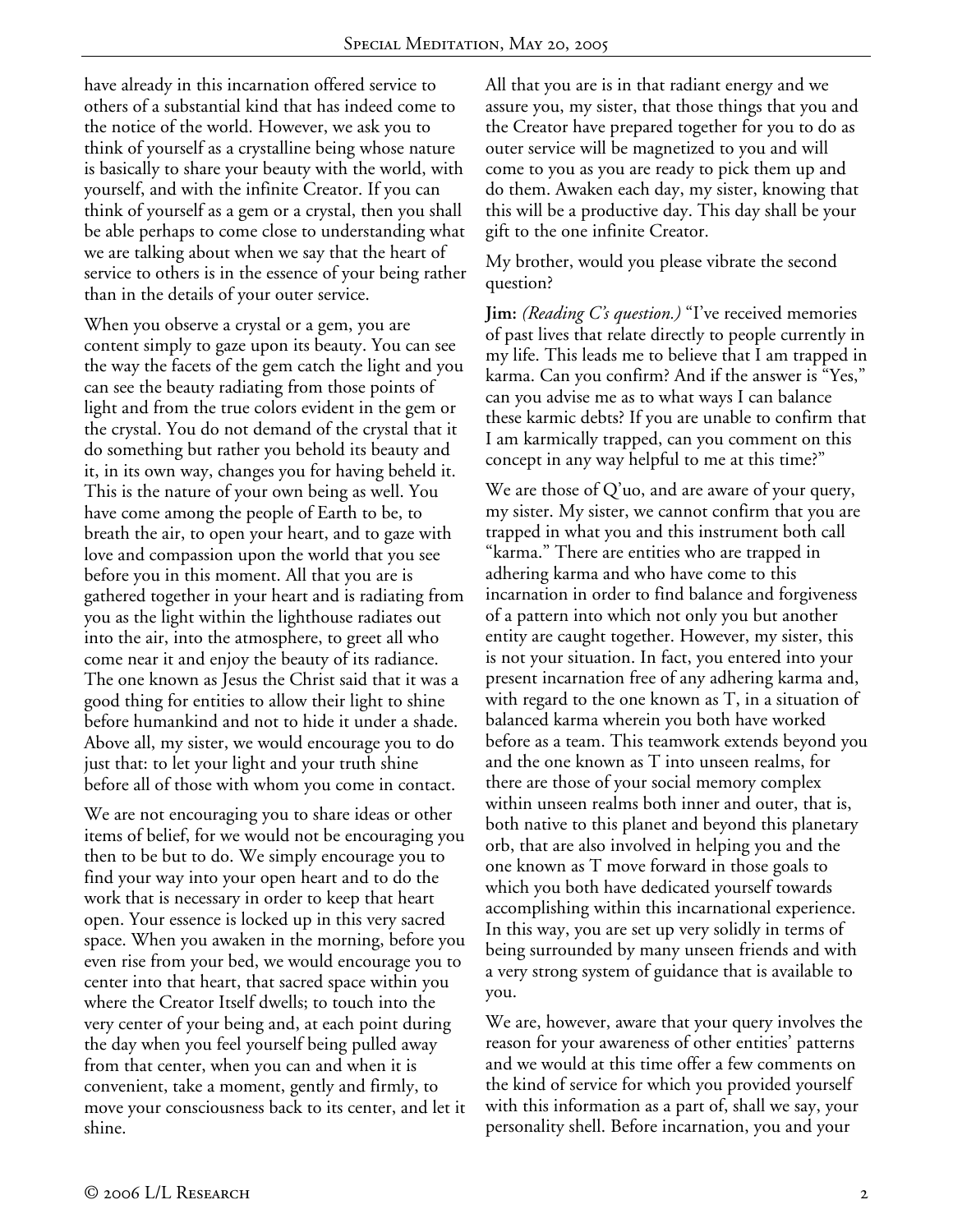have already in this incarnation offered service to others of a substantial kind that has indeed come to the notice of the world. However, we ask you to think of yourself as a crystalline being whose nature is basically to share your beauty with the world, with yourself, and with the infinite Creator. If you can think of yourself as a gem or a crystal, then you shall be able perhaps to come close to understanding what we are talking about when we say that the heart of service to others is in the essence of your being rather than in the details of your outer service.

When you observe a crystal or a gem, you are content simply to gaze upon its beauty. You can see the way the facets of the gem catch the light and you can see the beauty radiating from those points of light and from the true colors evident in the gem or the crystal. You do not demand of the crystal that it do something but rather you behold its beauty and it, in its own way, changes you for having beheld it. This is the nature of your own being as well. You have come among the people of Earth to be, to breath the air, to open your heart, and to gaze with love and compassion upon the world that you see before you in this moment. All that you are is gathered together in your heart and is radiating from you as the light within the lighthouse radiates out into the air, into the atmosphere, to greet all who come near it and enjoy the beauty of its radiance. The one known as Jesus the Christ said that it was a good thing for entities to allow their light to shine before humankind and not to hide it under a shade. Above all, my sister, we would encourage you to do just that: to let your light and your truth shine before all of those with whom you come in contact.

We are not encouraging you to share ideas or other items of belief, for we would not be encouraging you then to be but to do. We simply encourage you to find your way into your open heart and to do the work that is necessary in order to keep that heart open. Your essence is locked up in this very sacred space. When you awaken in the morning, before you even rise from your bed, we would encourage you to center into that heart, that sacred space within you where the Creator Itself dwells; to touch into the very center of your being and, at each point during the day when you feel yourself being pulled away from that center, when you can and when it is convenient, take a moment, gently and firmly, to move your consciousness back to its center, and let it shine.

All that you are is in that radiant energy and we assure you, my sister, that those things that you and the Creator have prepared together for you to do as outer service will be magnetized to you and will come to you as you are ready to pick them up and do them. Awaken each day, my sister, knowing that this will be a productive day. This day shall be your gift to the one infinite Creator.

My brother, would you please vibrate the second question?

**Jim:** *(Reading C's question.)* "I've received memories of past lives that relate directly to people currently in my life. This leads me to believe that I am trapped in karma. Can you confirm? And if the answer is "Yes," can you advise me as to what ways I can balance these karmic debts? If you are unable to confirm that I am karmically trapped, can you comment on this concept in any way helpful to me at this time?"

We are those of Q'uo, and are aware of your query, my sister. My sister, we cannot confirm that you are trapped in what you and this instrument both call "karma." There are entities who are trapped in adhering karma and who have come to this incarnation in order to find balance and forgiveness of a pattern into which not only you but another entity are caught together. However, my sister, this is not your situation. In fact, you entered into your present incarnation free of any adhering karma and, with regard to the one known as T, in a situation of balanced karma wherein you both have worked before as a team. This teamwork extends beyond you and the one known as T into unseen realms, for there are those of your social memory complex within unseen realms both inner and outer, that is, both native to this planet and beyond this planetary orb, that are also involved in helping you and the one known as T move forward in those goals to which you both have dedicated yourself towards accomplishing within this incarnational experience. In this way, you are set up very solidly in terms of being surrounded by many unseen friends and with a very strong system of guidance that is available to you.

We are, however, aware that your query involves the reason for your awareness of other entities' patterns and we would at this time offer a few comments on the kind of service for which you provided yourself with this information as a part of, shall we say, your personality shell. Before incarnation, you and your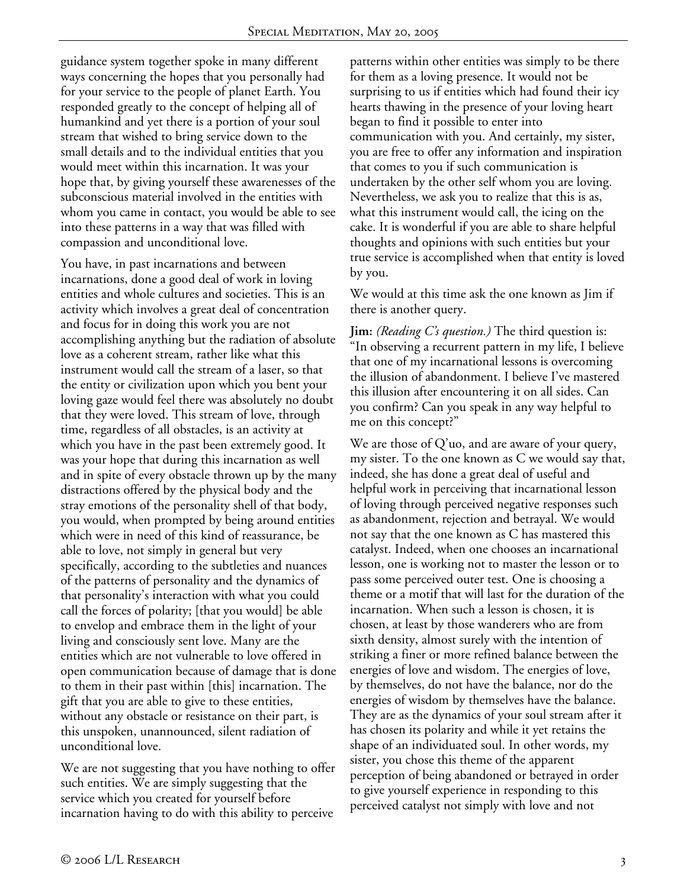guidance system together spoke in many different ways concerning the hopes that you personally had for your service to the people of planet Earth. You responded greatly to the concept of helping all of humankind and yet there is a portion of your soul stream that wished to bring service down to the small details and to the individual entities that you would meet within this incarnation. It was your hope that, by giving yourself these awarenesses of the subconscious material involved in the entities with whom you came in contact, you would be able to see into these patterns in a way that was filled with compassion and unconditional love.

You have, in past incarnations and between incarnations, done a good deal of work in loving entities and whole cultures and societies. This is an activity which involves a great deal of concentration and focus for in doing this work you are not accomplishing anything but the radiation of absolute love as a coherent stream, rather like what this instrument would call the stream of a laser, so that the entity or civilization upon which you bent your loving gaze would feel there was absolutely no doubt that they were loved. This stream of love, through time, regardless of all obstacles, is an activity at which you have in the past been extremely good. It was your hope that during this incarnation as well and in spite of every obstacle thrown up by the many distractions offered by the physical body and the stray emotions of the personality shell of that body, you would, when prompted by being around entities which were in need of this kind of reassurance, be able to love, not simply in general but very specifically, according to the subtleties and nuances of the patterns of personality and the dynamics of that personality's interaction with what you could call the forces of polarity; [that you would] be able to envelop and embrace them in the light of your living and consciously sent love. Many are the entities which are not vulnerable to love offered in open communication because of damage that is done to them in their past within [this] incarnation. The gift that you are able to give to these entities, without any obstacle or resistance on their part, is this unspoken, unannounced, silent radiation of unconditional love.

We are not suggesting that you have nothing to offer such entities. We are simply suggesting that the service which you created for yourself before incarnation having to do with this ability to perceive patterns within other entities was simply to be there for them as a loving presence. It would not be surprising to us if entities which had found their icy hearts thawing in the presence of your loving heart began to find it possible to enter into communication with you. And certainly, my sister, you are free to offer any information and inspiration that comes to you if such communication is undertaken by the other self whom you are loving. Nevertheless, we ask you to realize that this is as, what this instrument would call, the icing on the cake. It is wonderful if you are able to share helpful thoughts and opinions with such entities but your true service is accomplished when that entity is loved by you.

We would at this time ask the one known as Jim if there is another query.

**Jim:** *(Reading C's question.)* The third question is: "In observing a recurrent pattern in my life, I believe that one of my incarnational lessons is overcoming the illusion of abandonment. I believe I've mastered this illusion after encountering it on all sides. Can you confirm? Can you speak in any way helpful to me on this concept?"

We are those of Q'uo, and are aware of your query, my sister. To the one known as C we would say that, indeed, she has done a great deal of useful and helpful work in perceiving that incarnational lesson of loving through perceived negative responses such as abandonment, rejection and betrayal. We would not say that the one known as C has mastered this catalyst. Indeed, when one chooses an incarnational lesson, one is working not to master the lesson or to pass some perceived outer test. One is choosing a theme or a motif that will last for the duration of the incarnation. When such a lesson is chosen, it is chosen, at least by those wanderers who are from sixth density, almost surely with the intention of striking a finer or more refined balance between the energies of love and wisdom. The energies of love, by themselves, do not have the balance, nor do the energies of wisdom by themselves have the balance. They are as the dynamics of your soul stream after it has chosen its polarity and while it yet retains the shape of an individuated soul. In other words, my sister, you chose this theme of the apparent perception of being abandoned or betrayed in order to give yourself experience in responding to this perceived catalyst not simply with love and not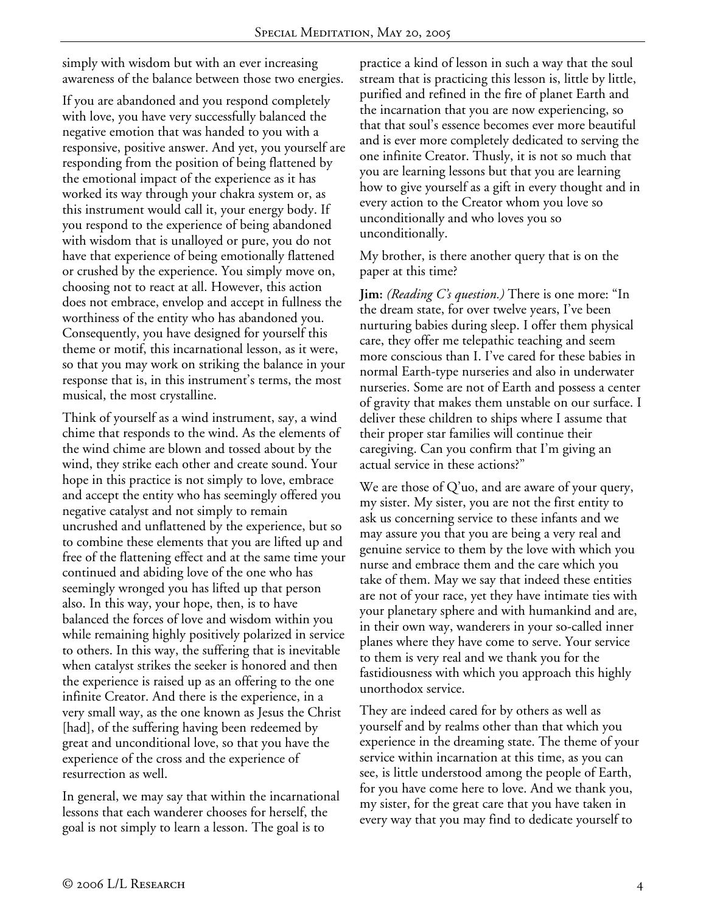simply with wisdom but with an ever increasing awareness of the balance between those two energies.

If you are abandoned and you respond completely with love, you have very successfully balanced the negative emotion that was handed to you with a responsive, positive answer. And yet, you yourself are responding from the position of being flattened by the emotional impact of the experience as it has worked its way through your chakra system or, as this instrument would call it, your energy body. If you respond to the experience of being abandoned with wisdom that is unalloyed or pure, you do not have that experience of being emotionally flattened or crushed by the experience. You simply move on, choosing not to react at all. However, this action does not embrace, envelop and accept in fullness the worthiness of the entity who has abandoned you. Consequently, you have designed for yourself this theme or motif, this incarnational lesson, as it were, so that you may work on striking the balance in your response that is, in this instrument's terms, the most musical, the most crystalline.

Think of yourself as a wind instrument, say, a wind chime that responds to the wind. As the elements of the wind chime are blown and tossed about by the wind, they strike each other and create sound. Your hope in this practice is not simply to love, embrace and accept the entity who has seemingly offered you negative catalyst and not simply to remain uncrushed and unflattened by the experience, but so to combine these elements that you are lifted up and free of the flattening effect and at the same time your continued and abiding love of the one who has seemingly wronged you has lifted up that person also. In this way, your hope, then, is to have balanced the forces of love and wisdom within you while remaining highly positively polarized in service to others. In this way, the suffering that is inevitable when catalyst strikes the seeker is honored and then the experience is raised up as an offering to the one infinite Creator. And there is the experience, in a very small way, as the one known as Jesus the Christ [had], of the suffering having been redeemed by great and unconditional love, so that you have the experience of the cross and the experience of resurrection as well.

In general, we may say that within the incarnational lessons that each wanderer chooses for herself, the goal is not simply to learn a lesson. The goal is to practice a kind of lesson in such a way that the soul stream that is practicing this lesson is, little by little, purified and refined in the fire of planet Earth and the incarnation that you are now experiencing, so that that soul's essence becomes ever more beautiful and is ever more completely dedicated to serving the one infinite Creator. Thusly, it is not so much that you are learning lessons but that you are learning how to give yourself as a gift in every thought and in every action to the Creator whom you love so unconditionally and who loves you so unconditionally.

My brother, is there another query that is on the paper at this time?

**Jim:** *(Reading C's question.)* There is one more: "In the dream state, for over twelve years, I've been nurturing babies during sleep. I offer them physical care, they offer me telepathic teaching and seem more conscious than I. I've cared for these babies in normal Earth-type nurseries and also in underwater nurseries. Some are not of Earth and possess a center of gravity that makes them unstable on our surface. I deliver these children to ships where I assume that their proper star families will continue their caregiving. Can you confirm that I'm giving an actual service in these actions?"

We are those of Q'uo, and are aware of your query, my sister. My sister, you are not the first entity to ask us concerning service to these infants and we may assure you that you are being a very real and genuine service to them by the love with which you nurse and embrace them and the care which you take of them. May we say that indeed these entities are not of your race, yet they have intimate ties with your planetary sphere and with humankind and are, in their own way, wanderers in your so-called inner planes where they have come to serve. Your service to them is very real and we thank you for the fastidiousness with which you approach this highly unorthodox service.

They are indeed cared for by others as well as yourself and by realms other than that which you experience in the dreaming state. The theme of your service within incarnation at this time, as you can see, is little understood among the people of Earth, for you have come here to love. And we thank you, my sister, for the great care that you have taken in every way that you may find to dedicate yourself to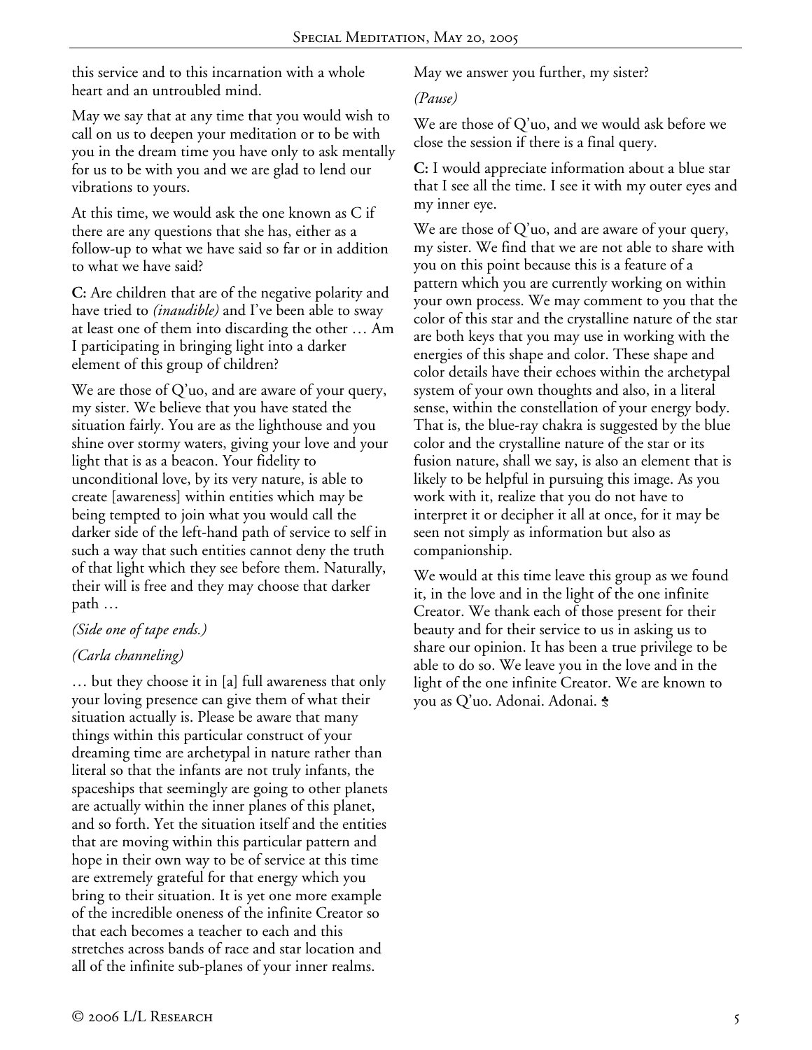this service and to this incarnation with a whole heart and an untroubled mind.

May we say that at any time that you would wish to call on us to deepen your meditation or to be with you in the dream time you have only to ask mentally for us to be with you and we are glad to lend our vibrations to yours.

At this time, we would ask the one known as C if there are any questions that she has, either as a follow-up to what we have said so far or in addition to what we have said?

**C:** Are children that are of the negative polarity and have tried to *(inaudible)* and I've been able to sway at least one of them into discarding the other … Am I participating in bringing light into a darker element of this group of children?

We are those of Q'uo, and are aware of your query, my sister. We believe that you have stated the situation fairly. You are as the lighthouse and you shine over stormy waters, giving your love and your light that is as a beacon. Your fidelity to unconditional love, by its very nature, is able to create [awareness] within entities which may be being tempted to join what you would call the darker side of the left-hand path of service to self in such a way that such entities cannot deny the truth of that light which they see before them. Naturally, their will is free and they may choose that darker path …

*(Side one of tape ends.)*

*(Carla channeling)*

… but they choose it in [a] full awareness that only your loving presence can give them of what their situation actually is. Please be aware that many things within this particular construct of your dreaming time are archetypal in nature rather than literal so that the infants are not truly infants, the spaceships that seemingly are going to other planets are actually within the inner planes of this planet, and so forth. Yet the situation itself and the entities that are moving within this particular pattern and hope in their own way to be of service at this time are extremely grateful for that energy which you bring to their situation. It is yet one more example of the incredible oneness of the infinite Creator so that each becomes a teacher to each and this stretches across bands of race and star location and all of the infinite sub-planes of your inner realms.

May we answer you further, my sister?

*(Pause)*

We are those of Q'uo, and we would ask before we close the session if there is a final query.

**C:** I would appreciate information about a blue star that I see all the time. I see it with my outer eyes and my inner eye.

We are those of Q'uo, and are aware of your query, my sister. We find that we are not able to share with you on this point because this is a feature of a pattern which you are currently working on within your own process. We may comment to you that the color of this star and the crystalline nature of the star are both keys that you may use in working with the energies of this shape and color. These shape and color details have their echoes within the archetypal system of your own thoughts and also, in a literal sense, within the constellation of your energy body. That is, the blue-ray chakra is suggested by the blue color and the crystalline nature of the star or its fusion nature, shall we say, is also an element that is likely to be helpful in pursuing this image. As you work with it, realize that you do not have to interpret it or decipher it all at once, for it may be seen not simply as information but also as companionship.

We would at this time leave this group as we found it, in the love and in the light of the one infinite Creator. We thank each of those present for their beauty and for their service to us in asking us to share our opinion. It has been a true privilege to be able to do so. We leave you in the love and in the light of the one infinite Creator. We are known to you as Q'uo. Adonai. Adonai.

© 2006 L/L Research